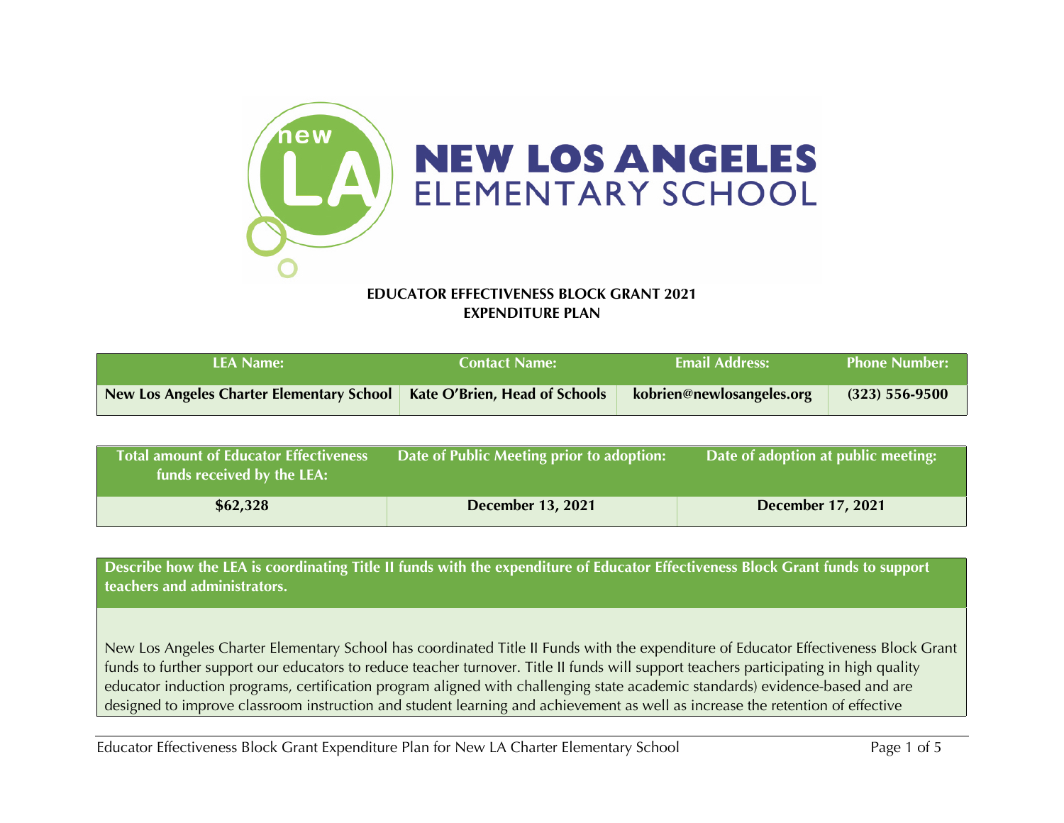# NEW LOS ANGELES ELEMENTARY SCHOOL

## EDUCATOR EFFECTIVENESS BLOCK GRANT 2021 EXPENDITURE PLAN

| LEA Name: | Contact Name: | Email Address: | Phone Number: |
|---|---|---|---|
| **New Los Angeles Charter Elementary School** | **Kate O'Brien, Head of Schools** | **kobrien@newlosangeles.org** | **(323) 556-9500** |

| Total amount of Educator Effectiveness funds received by the LEA: | Date of Public Meeting prior to adoption: | Date of adoption at public meeting: |
|---|---|---|
| **$62,328** | **December 13, 2021** | **December 17, 2021** |

| Describe how the LEA is coordinating Title II funds with the expenditure of Educator Effectiveness Block Grant funds to support teachers and administrators. |
|---|
| New Los Angeles Charter Elementary School has coordinated Title II Funds with the expenditure of Educator Effectiveness Block Grant funds to further support our educators to reduce teacher turnover. Title II funds will support teachers participating in high quality educator induction programs, certification program aligned with challenging state academic standards) evidence-based and are designed to improve classroom instruction and student learning and achievement as well as increase the retention of effective |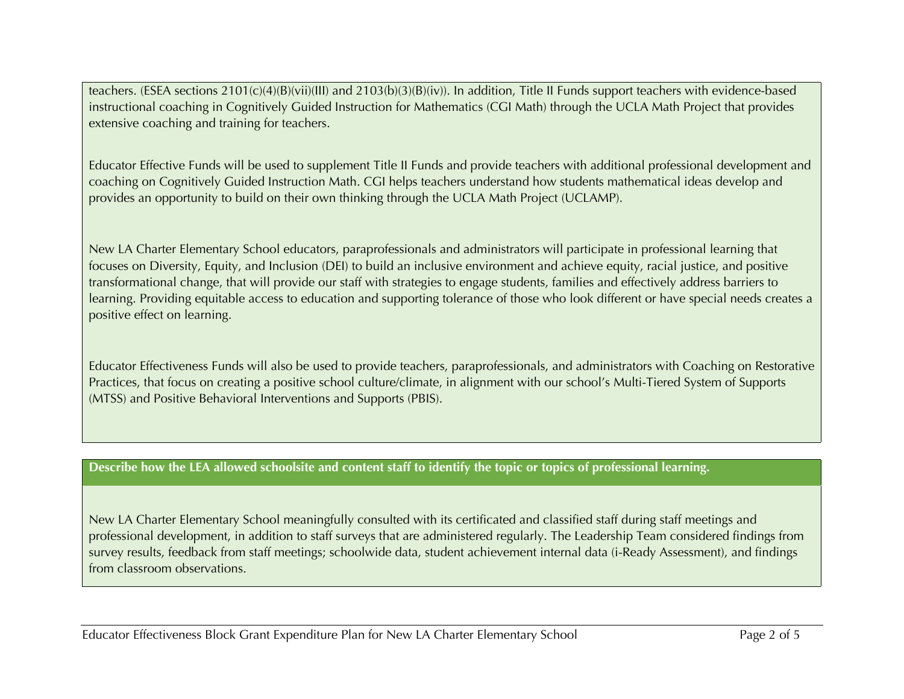teachers. (ESEA sections 2101(c)(4)(B)(vii)(III) and 2103(b)(3)(B)(iv)). In addition, Title II Funds support teachers with evidence-based instructional coaching in Cognitively Guided Instruction for Mathematics (CGI Math) through the UCLA Math Project that provides extensive coaching and training for teachers.

Educator Effective Funds will be used to supplement Title II Funds and provide teachers with additional professional development and coaching on Cognitively Guided Instruction Math. CGI helps teachers understand how students mathematical ideas develop and provides an opportunity to build on their own thinking through the UCLA Math Project (UCLAMP).

New LA Charter Elementary School educators, paraprofessionals and administrators will participate in professional learning that focuses on Diversity, Equity, and Inclusion (DEI) to build an inclusive environment and achieve equity, racial justice, and positive transformational change, that will provide our staff with strategies to engage students, families and effectively address barriers to learning. Providing equitable access to education and supporting tolerance of those who look different or have special needs creates a positive effect on learning.

Educator Effectiveness Funds will also be used to provide teachers, paraprofessionals, and administrators with Coaching on Restorative Practices, that focus on creating a positive school culture/climate, in alignment with our school's Multi-Tiered System of Supports (MTSS) and Positive Behavioral Interventions and Supports (PBIS).

**Describe how the LEA allowed schoolsite and content staff to identify the topic or topics of professional learning.**

New LA Charter Elementary School meaningfully consulted with its certificated and classified staff during staff meetings and professional development, in addition to staff surveys that are administered regularly. The Leadership Team considered findings from survey results, feedback from staff meetings; schoolwide data, student achievement internal data (i-Ready Assessment), and findings from classroom observations.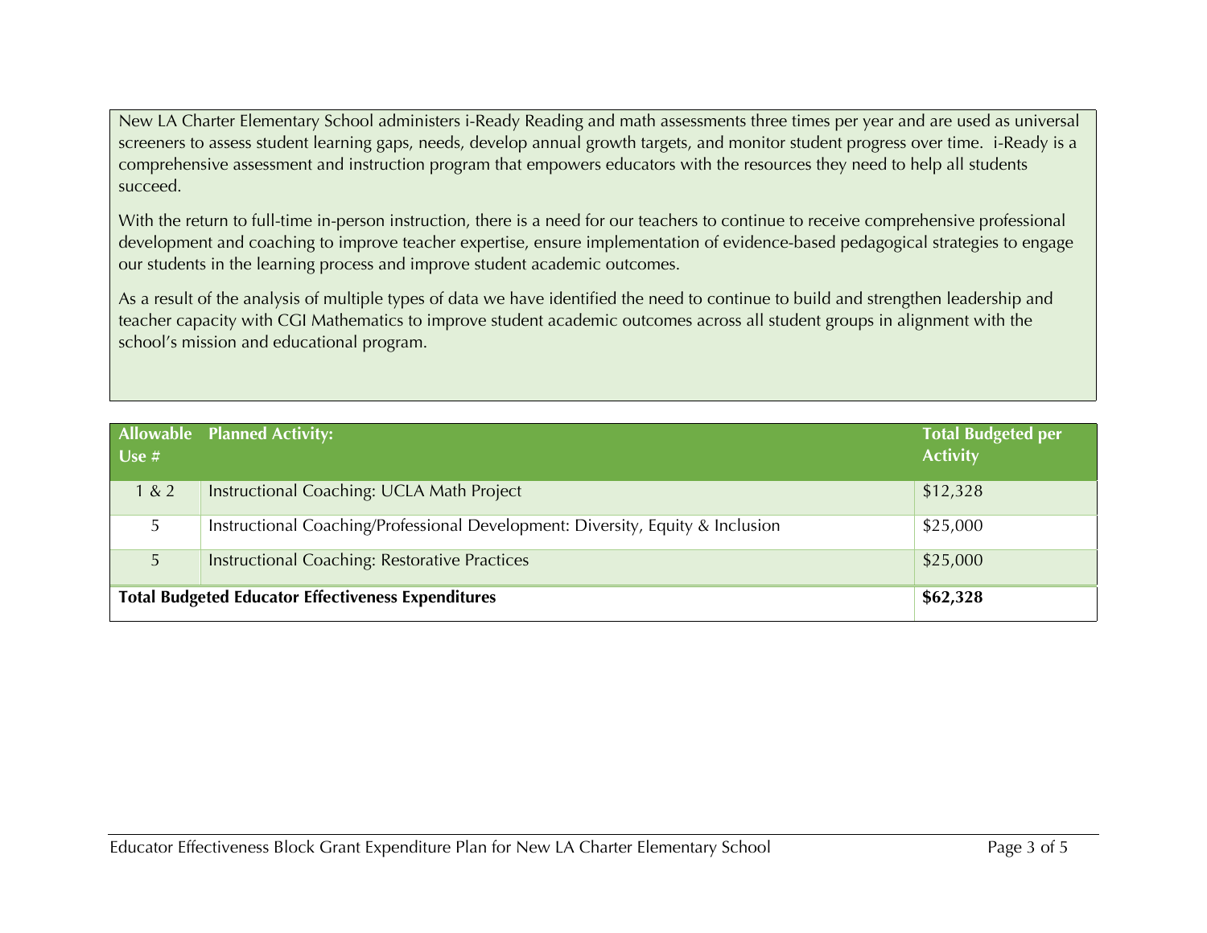New LA Charter Elementary School administers i-Ready Reading and math assessments three times per year and are used as universal screeners to assess student learning gaps, needs, develop annual growth targets, and monitor student progress over time.  i-Ready is a comprehensive assessment and instruction program that empowers educators with the resources they need to help all students succeed.

With the return to full-time in-person instruction, there is a need for our teachers to continue to receive comprehensive professional development and coaching to improve teacher expertise, ensure implementation of evidence-based pedagogical strategies to engage our students in the learning process and improve student academic outcomes.

As a result of the analysis of multiple types of data we have identified the need to continue to build and strengthen leadership and teacher capacity with CGI Mathematics to improve student academic outcomes across all student groups in alignment with the school's mission and educational program.

| Allowable Use # | Planned Activity: | Total Budgeted per Activity |
|---|---|---|
| 1 & 2 | Instructional Coaching: UCLA Math Project | $12,328 |
| 5 | Instructional Coaching/Professional Development: Diversity, Equity & Inclusion | $25,000 |
| 5 | Instructional Coaching: Restorative Practices | $25,000 |
| **Total Budgeted Educator Effectiveness Expenditures** | | **$62,328** |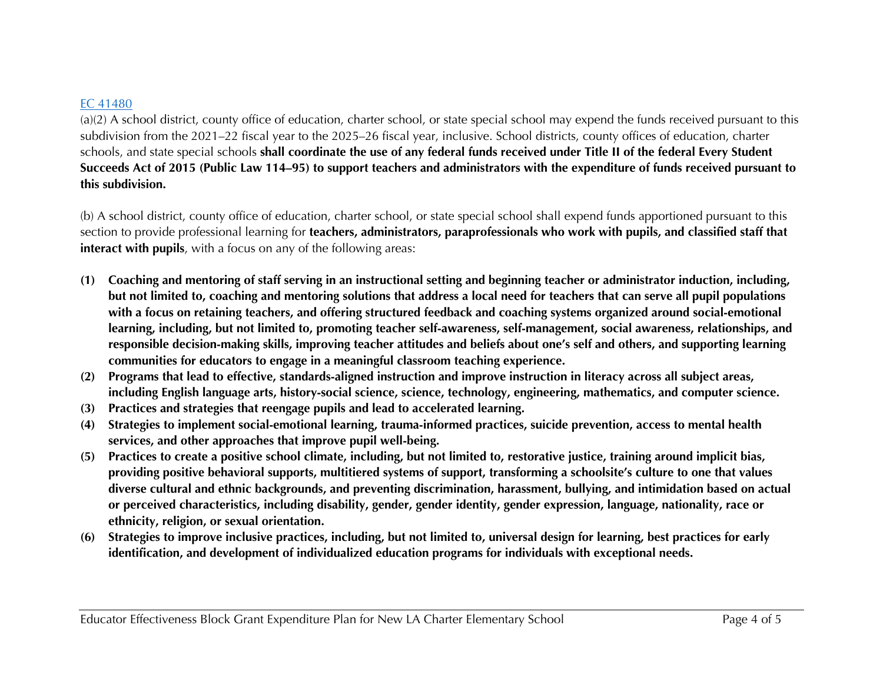EC 41480

(a)(2) A school district, county office of education, charter school, or state special school may expend the funds received pursuant to this subdivision from the 2021–22 fiscal year to the 2025–26 fiscal year, inclusive. School districts, county offices of education, charter schools, and state special schools **shall coordinate the use of any federal funds received under Title II of the federal Every Student Succeeds Act of 2015 (Public Law 114–95) to support teachers and administrators with the expenditure of funds received pursuant to this subdivision.**

(b) A school district, county office of education, charter school, or state special school shall expend funds apportioned pursuant to this section to provide professional learning for **teachers, administrators, paraprofessionals who work with pupils, and classified staff that interact with pupils**, with a focus on any of the following areas:

**(1) Coaching and mentoring of staff serving in an instructional setting and beginning teacher or administrator induction, including, but not limited to, coaching and mentoring solutions that address a local need for teachers that can serve all pupil populations with a focus on retaining teachers, and offering structured feedback and coaching systems organized around social-emotional learning, including, but not limited to, promoting teacher self-awareness, self-management, social awareness, relationships, and responsible decision-making skills, improving teacher attitudes and beliefs about one's self and others, and supporting learning communities for educators to engage in a meaningful classroom teaching experience.**

**(2) Programs that lead to effective, standards-aligned instruction and improve instruction in literacy across all subject areas, including English language arts, history-social science, science, technology, engineering, mathematics, and computer science.**

**(3) Practices and strategies that reengage pupils and lead to accelerated learning.**

**(4) Strategies to implement social-emotional learning, trauma-informed practices, suicide prevention, access to mental health services, and other approaches that improve pupil well-being.**

**(5) Practices to create a positive school climate, including, but not limited to, restorative justice, training around implicit bias, providing positive behavioral supports, multitiered systems of support, transforming a schoolsite's culture to one that values diverse cultural and ethnic backgrounds, and preventing discrimination, harassment, bullying, and intimidation based on actual or perceived characteristics, including disability, gender, gender identity, gender expression, language, nationality, race or ethnicity, religion, or sexual orientation.**

**(6) Strategies to improve inclusive practices, including, but not limited to, universal design for learning, best practices for early identification, and development of individualized education programs for individuals with exceptional needs.**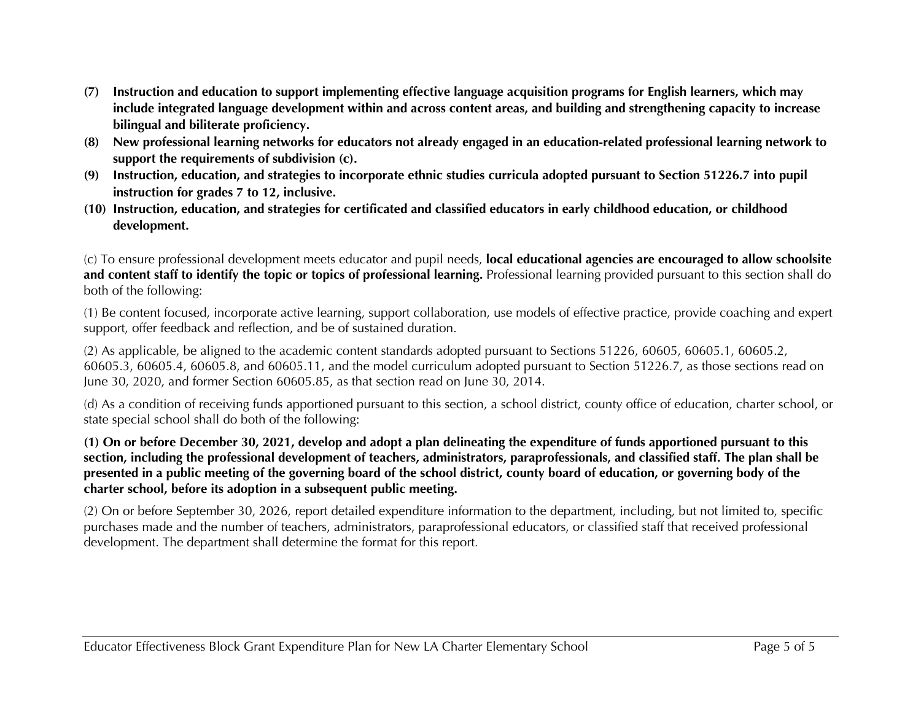**(7) Instruction and education to support implementing effective language acquisition programs for English learners, which may include integrated language development within and across content areas, and building and strengthening capacity to increase bilingual and biliterate proficiency.**

**(8) New professional learning networks for educators not already engaged in an education-related professional learning network to support the requirements of subdivision (c).**

**(9) Instruction, education, and strategies to incorporate ethnic studies curricula adopted pursuant to Section 51226.7 into pupil instruction for grades 7 to 12, inclusive.**

**(10) Instruction, education, and strategies for certificated and classified educators in early childhood education, or childhood development.**

(c) To ensure professional development meets educator and pupil needs, **local educational agencies are encouraged to allow schoolsite and content staff to identify the topic or topics of professional learning.** Professional learning provided pursuant to this section shall do both of the following:

(1) Be content focused, incorporate active learning, support collaboration, use models of effective practice, provide coaching and expert support, offer feedback and reflection, and be of sustained duration.

(2) As applicable, be aligned to the academic content standards adopted pursuant to Sections 51226, 60605, 60605.1, 60605.2, 60605.3, 60605.4, 60605.8, and 60605.11, and the model curriculum adopted pursuant to Section 51226.7, as those sections read on June 30, 2020, and former Section 60605.85, as that section read on June 30, 2014.

(d) As a condition of receiving funds apportioned pursuant to this section, a school district, county office of education, charter school, or state special school shall do both of the following:

**(1) On or before December 30, 2021, develop and adopt a plan delineating the expenditure of funds apportioned pursuant to this section, including the professional development of teachers, administrators, paraprofessionals, and classified staff. The plan shall be presented in a public meeting of the governing board of the school district, county board of education, or governing body of the charter school, before its adoption in a subsequent public meeting.**

(2) On or before September 30, 2026, report detailed expenditure information to the department, including, but not limited to, specific purchases made and the number of teachers, administrators, paraprofessional educators, or classified staff that received professional development. The department shall determine the format for this report.